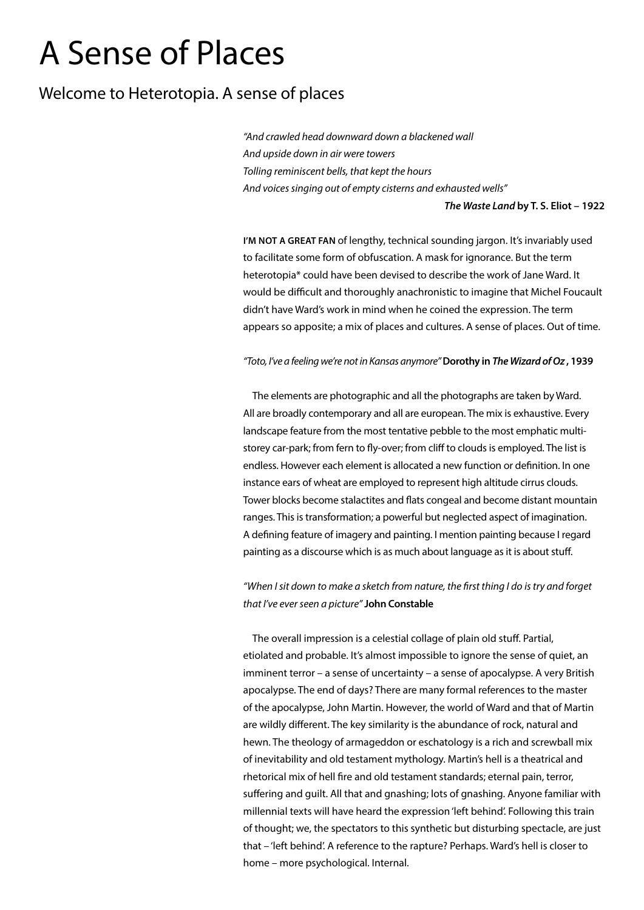# A Sense of Places

## Welcome to Heterotopia. A sense of places

*"And crawled head downward down a blackened wall*
*And upside down in air were towers*
*Tolling reminiscent bells, that kept the hours*
*And voices singing out of empty cisterns and exhausted wells"*

***The Waste Land*** **by T. S. Eliot – 1922**

**I'M NOT A GREAT FAN** of lengthy, technical sounding jargon. It's invariably used to facilitate some form of obfuscation. A mask for ignorance. But the term heterotopia* could have been devised to describe the work of Jane Ward. It would be difficult and thoroughly anachronistic to imagine that Michel Foucault didn't have Ward's work in mind when he coined the expression. The term appears so apposite; a mix of places and cultures. A sense of places. Out of time.

*"Toto, I've a feeling we're not in Kansas anymore"* **Dorothy in *The Wizard of Oz*, 1939**

The elements are photographic and all the photographs are taken by Ward. All are broadly contemporary and all are european. The mix is exhaustive. Every landscape feature from the most tentative pebble to the most emphatic multi-storey car-park; from fern to fly-over; from cliff to clouds is employed. The list is endless. However each element is allocated a new function or definition. In one instance ears of wheat are employed to represent high altitude cirrus clouds. Tower blocks become stalactites and flats congeal and become distant mountain ranges. This is transformation; a powerful but neglected aspect of imagination. A defining feature of imagery and painting. I mention painting because I regard painting as a discourse which is as much about language as it is about stuff.

*"When I sit down to make a sketch from nature, the first thing I do is try and forget that I've ever seen a picture"* **John Constable**

The overall impression is a celestial collage of plain old stuff. Partial, etiolated and probable. It's almost impossible to ignore the sense of quiet, an imminent terror – a sense of uncertainty – a sense of apocalypse. A very British apocalypse. The end of days? There are many formal references to the master of the apocalypse, John Martin. However, the world of Ward and that of Martin are wildly different. The key similarity is the abundance of rock, natural and hewn. The theology of armageddon or eschatology is a rich and screwball mix of inevitability and old testament mythology. Martin's hell is a theatrical and rhetorical mix of hell fire and old testament standards; eternal pain, terror, suffering and guilt. All that and gnashing; lots of gnashing. Anyone familiar with millennial texts will have heard the expression 'left behind'. Following this train of thought; we, the spectators to this synthetic but disturbing spectacle, are just that – 'left behind'. A reference to the rapture? Perhaps. Ward's hell is closer to home – more psychological. Internal.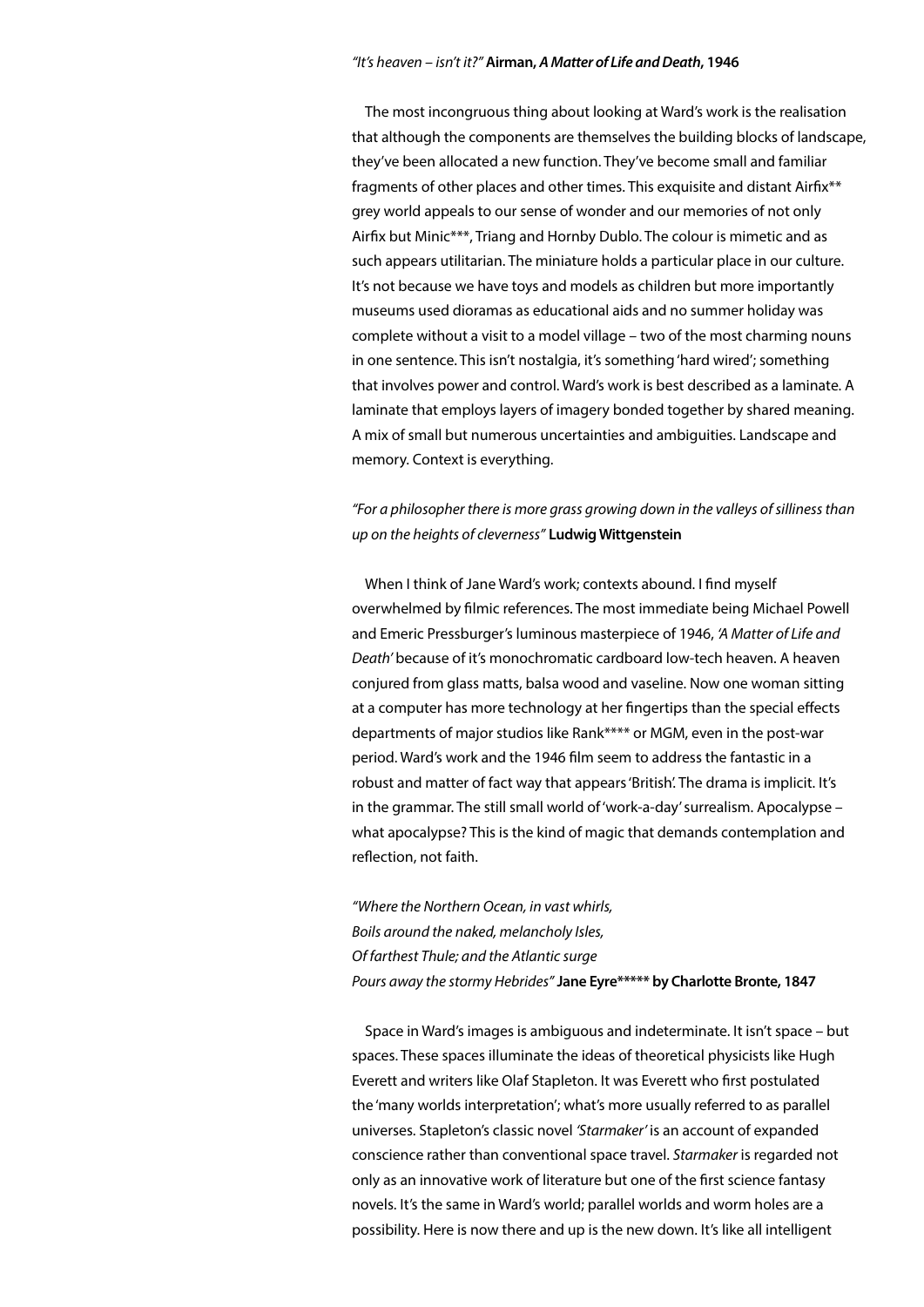*"It's heaven – isn't it?"* **Airman, *A Matter of Life and Death*, 1946**

The most incongruous thing about looking at Ward's work is the realisation that although the components are themselves the building blocks of landscape, they've been allocated a new function. They've become small and familiar fragments of other places and other times. This exquisite and distant Airfix** grey world appeals to our sense of wonder and our memories of not only Airfix but Minic***, Triang and Hornby Dublo. The colour is mimetic and as such appears utilitarian. The miniature holds a particular place in our culture. It's not because we have toys and models as children but more importantly museums used dioramas as educational aids and no summer holiday was complete without a visit to a model village – two of the most charming nouns in one sentence. This isn't nostalgia, it's something 'hard wired'; something that involves power and control. Ward's work is best described as a laminate. A laminate that employs layers of imagery bonded together by shared meaning. A mix of small but numerous uncertainties and ambiguities. Landscape and memory. Context is everything.

*"For a philosopher there is more grass growing down in the valleys of silliness than up on the heights of cleverness"* **Ludwig Wittgenstein**

When I think of Jane Ward's work; contexts abound. I find myself overwhelmed by filmic references. The most immediate being Michael Powell and Emeric Pressburger's luminous masterpiece of 1946, *'A Matter of Life and Death'* because of it's monochromatic cardboard low-tech heaven. A heaven conjured from glass matts, balsa wood and vaseline. Now one woman sitting at a computer has more technology at her fingertips than the special effects departments of major studios like Rank**** or MGM, even in the post-war period. Ward's work and the 1946 film seem to address the fantastic in a robust and matter of fact way that appears 'British'. The drama is implicit. It's in the grammar. The still small world of 'work-a-day' surrealism. Apocalypse – what apocalypse? This is the kind of magic that demands contemplation and reflection, not faith.

*"Where the Northern Ocean, in vast whirls,*
*Boils around the naked, melancholy Isles,*
*Of farthest Thule; and the Atlantic surge*
*Pours away the stormy Hebrides"* **Jane Eyre***** by Charlotte Bronte, 1847**

Space in Ward's images is ambiguous and indeterminate. It isn't space – but spaces. These spaces illuminate the ideas of theoretical physicists like Hugh Everett and writers like Olaf Stapleton. It was Everett who first postulated the 'many worlds interpretation'; what's more usually referred to as parallel universes. Stapleton's classic novel *'Starmaker'* is an account of expanded conscience rather than conventional space travel. *Starmaker* is regarded not only as an innovative work of literature but one of the first science fantasy novels. It's the same in Ward's world; parallel worlds and worm holes are a possibility. Here is now there and up is the new down. It's like all intelligent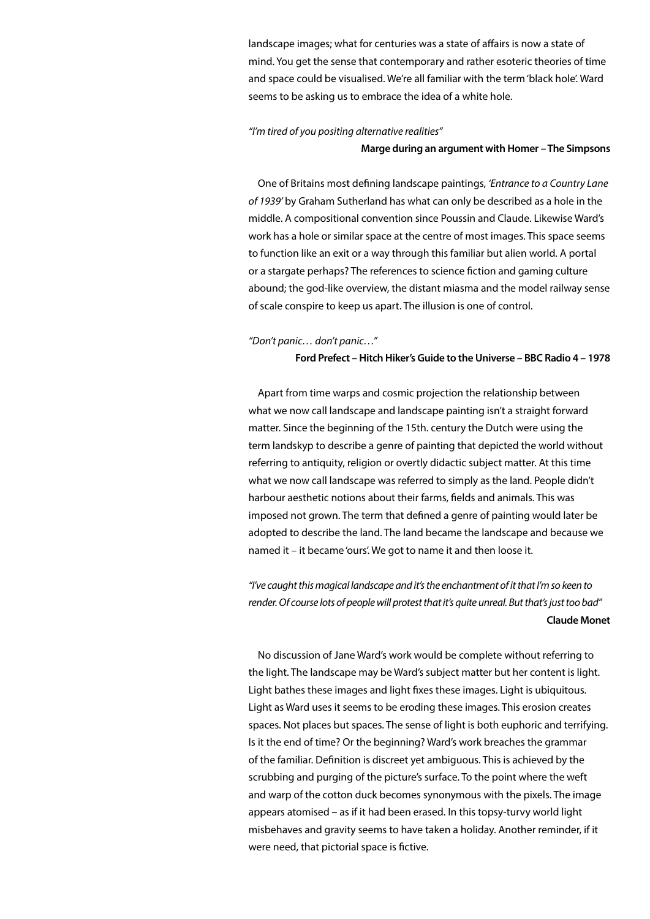landscape images; what for centuries was a state of affairs is now a state of mind. You get the sense that contemporary and rather esoteric theories of time and space could be visualised. We're all familiar with the term 'black hole'. Ward seems to be asking us to embrace the idea of a white hole.

*"I'm tired of you positing alternative realities"*

**Marge during an argument with Homer – The Simpsons**

One of Britains most defining landscape paintings, *'Entrance to a Country Lane of 1939'* by Graham Sutherland has what can only be described as a hole in the middle. A compositional convention since Poussin and Claude. Likewise Ward's work has a hole or similar space at the centre of most images. This space seems to function like an exit or a way through this familiar but alien world. A portal or a stargate perhaps? The references to science fiction and gaming culture abound; the god-like overview, the distant miasma and the model railway sense of scale conspire to keep us apart. The illusion is one of control.

*"Don't panic… don't panic…"*

**Ford Prefect – Hitch Hiker's Guide to the Universe – BBC Radio 4 – 1978**

Apart from time warps and cosmic projection the relationship between what we now call landscape and landscape painting isn't a straight forward matter. Since the beginning of the 15th. century the Dutch were using the term landskyp to describe a genre of painting that depicted the world without referring to antiquity, religion or overtly didactic subject matter. At this time what we now call landscape was referred to simply as the land. People didn't harbour aesthetic notions about their farms, fields and animals. This was imposed not grown. The term that defined a genre of painting would later be adopted to describe the land. The land became the landscape and because we named it – it became 'ours'. We got to name it and then loose it.

*"I've caught this magical landscape and it's the enchantment of it that I'm so keen to render. Of course lots of people will protest that it's quite unreal. But that's just too bad"*

**Claude Monet**

No discussion of Jane Ward's work would be complete without referring to the light. The landscape may be Ward's subject matter but her content is light. Light bathes these images and light fixes these images. Light is ubiquitous. Light as Ward uses it seems to be eroding these images. This erosion creates spaces. Not places but spaces. The sense of light is both euphoric and terrifying. Is it the end of time? Or the beginning? Ward's work breaches the grammar of the familiar. Definition is discreet yet ambiguous. This is achieved by the scrubbing and purging of the picture's surface. To the point where the weft and warp of the cotton duck becomes synonymous with the pixels. The image appears atomised – as if it had been erased. In this topsy-turvy world light misbehaves and gravity seems to have taken a holiday. Another reminder, if it were need, that pictorial space is fictive.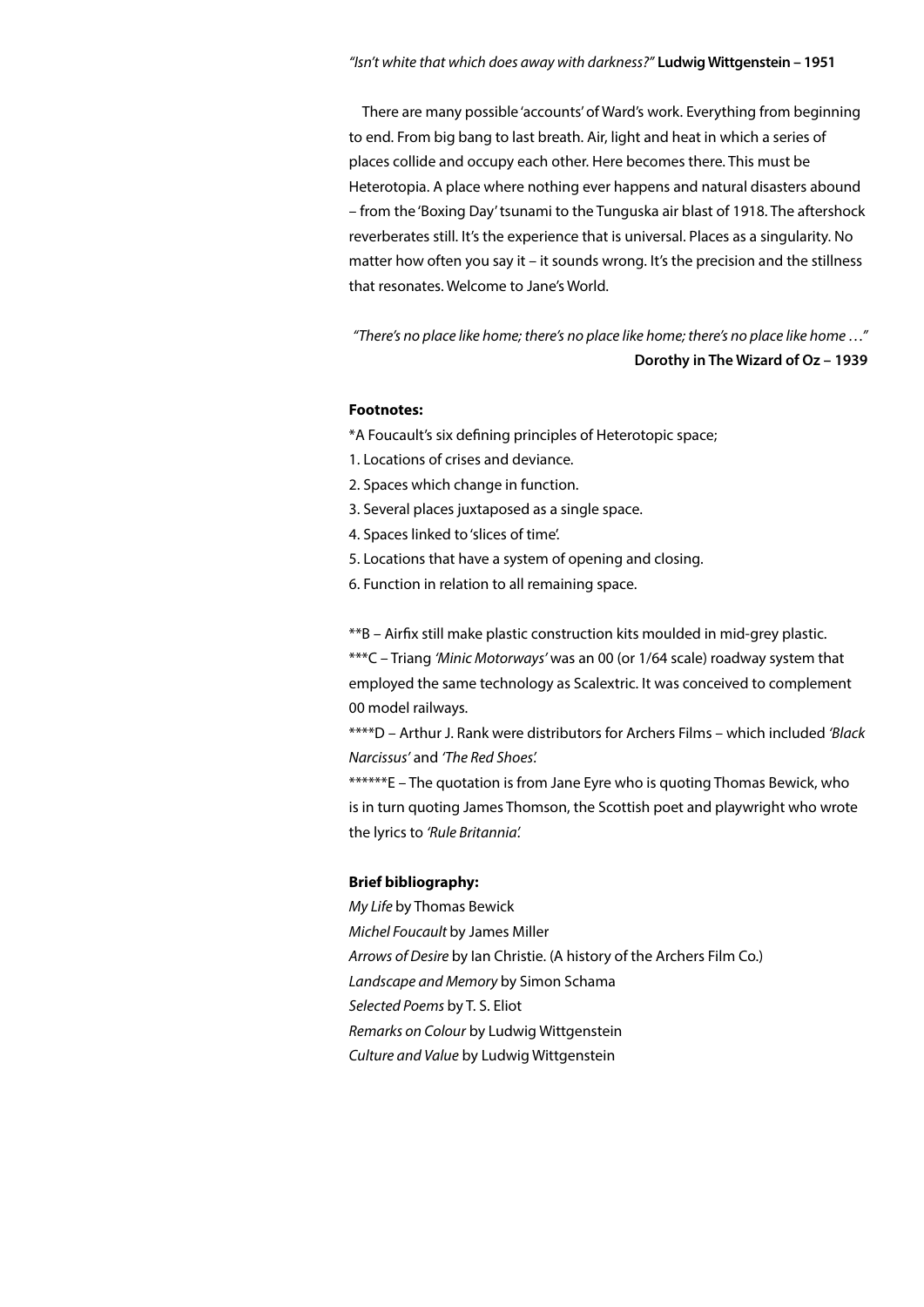*"Isn't white that which does away with darkness?"* **Ludwig Wittgenstein – 1951**

There are many possible 'accounts' of Ward's work. Everything from beginning to end. From big bang to last breath. Air, light and heat in which a series of places collide and occupy each other. Here becomes there. This must be Heterotopia. A place where nothing ever happens and natural disasters abound – from the 'Boxing Day' tsunami to the Tunguska air blast of 1918. The aftershock reverberates still. It's the experience that is universal. Places as a singularity. No matter how often you say it – it sounds wrong. It's the precision and the stillness that resonates. Welcome to Jane's World.

*"There's no place like home; there's no place like home; there's no place like home …"*
**Dorothy in The Wizard of Oz – 1939**

**Footnotes:**

*A Foucault's six defining principles of Heterotopic space;

1. Locations of crises and deviance.
2. Spaces which change in function.
3. Several places juxtaposed as a single space.
4. Spaces linked to 'slices of time'.
5. Locations that have a system of opening and closing.
6. Function in relation to all remaining space.

**B – Airfix still make plastic construction kits moulded in mid-grey plastic.
***C – Triang *'Minic Motorways'* was an 00 (or 1/64 scale) roadway system that employed the same technology as Scalextric. It was conceived to complement 00 model railways.
****D – Arthur J. Rank were distributors for Archers Films – which included *'Black Narcissus'* and *'The Red Shoes'.*
******E – The quotation is from Jane Eyre who is quoting Thomas Bewick, who is in turn quoting James Thomson, the Scottish poet and playwright who wrote the lyrics to *'Rule Britannia'.*

**Brief bibliography:**

*My Life* by Thomas Bewick
*Michel Foucault* by James Miller
*Arrows of Desire* by Ian Christie. (A history of the Archers Film Co.)
*Landscape and Memory* by Simon Schama
*Selected Poems* by T. S. Eliot
*Remarks on Colour* by Ludwig Wittgenstein
*Culture and Value* by Ludwig Wittgenstein